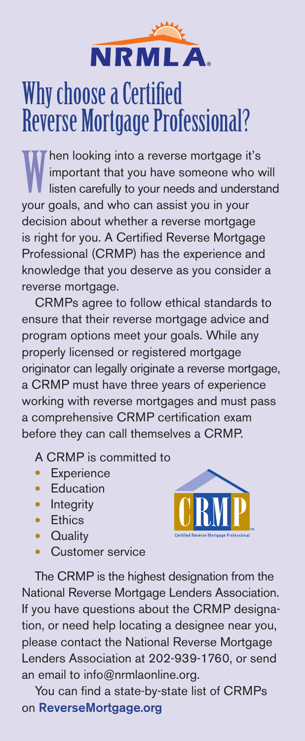NRMLA

# Why choose a Certified Reverse Mortgage Professional?

When looking into a reverse mortgage it's important that you have someone who will listen carefully to your needs and understand your goals, and who can assist you in your decision about whether a reverse mortgage is right for you. A Certified Reverse Mortgage Professional (CRMP) has the experience and knowledge that you deserve as you consider a reverse mortgage.

CRMPs agree to follow ethical standards to ensure that their reverse mortgage advice and program options meet your goals. While any properly licensed or registered mortgage originator can legally originate a reverse mortgage, a CRMP must have three years of experience working with reverse mortgages and must pass a comprehensive CRMP certification exam before they can call themselves a CRMP.

A CRMP is committed to

- Experience
- Education
- Integrity
- Ethics
- Quality
- Customer service

CRMP
Certified Reverse Mortgage Professional

The CRMP is the highest designation from the National Reverse Mortgage Lenders Association. If you have questions about the CRMP designation, or need help locating a designee near you, please contact the National Reverse Mortgage Lenders Association at 202-939-1760, or send an email to info@nrmlaonline.org.

You can find a state-by-state list of CRMPs on **ReverseMortgage.org**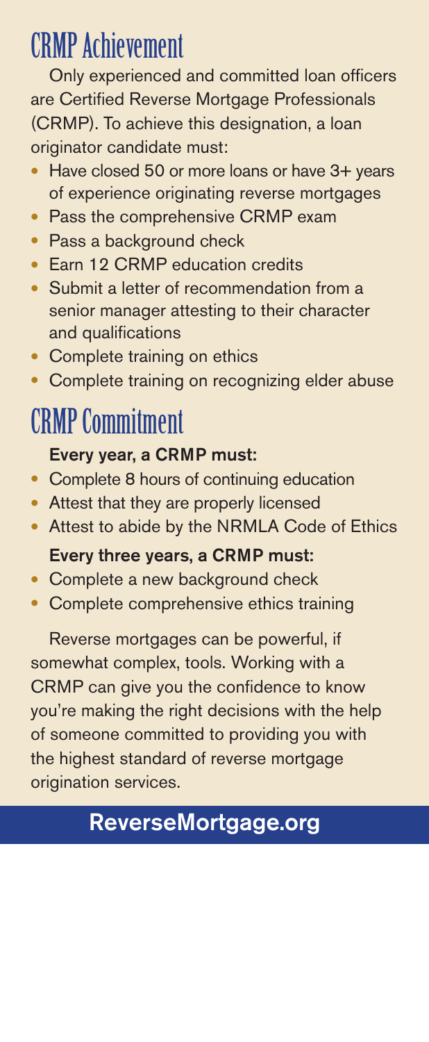## CRMP Achievement

Only experienced and committed loan officers are Certified Reverse Mortgage Professionals (CRMP). To achieve this designation, a loan originator candidate must:

- Have closed 50 or more loans or have 3+ years of experience originating reverse mortgages
- Pass the comprehensive CRMP exam
- Pass a background check
- Earn 12 CRMP education credits
- Submit a letter of recommendation from a senior manager attesting to their character and qualifications
- Complete training on ethics
- Complete training on recognizing elder abuse

## CRMP Commitment

**Every year, a CRMP must:**

- Complete 8 hours of continuing education
- Attest that they are properly licensed
- Attest to abide by the NRMLA Code of Ethics

**Every three years, a CRMP must:**

- Complete a new background check
- Complete comprehensive ethics training

Reverse mortgages can be powerful, if somewhat complex, tools. Working with a CRMP can give you the confidence to know you're making the right decisions with the help of someone committed to providing you with the highest standard of reverse mortgage origination services.

**ReverseMortgage.org**